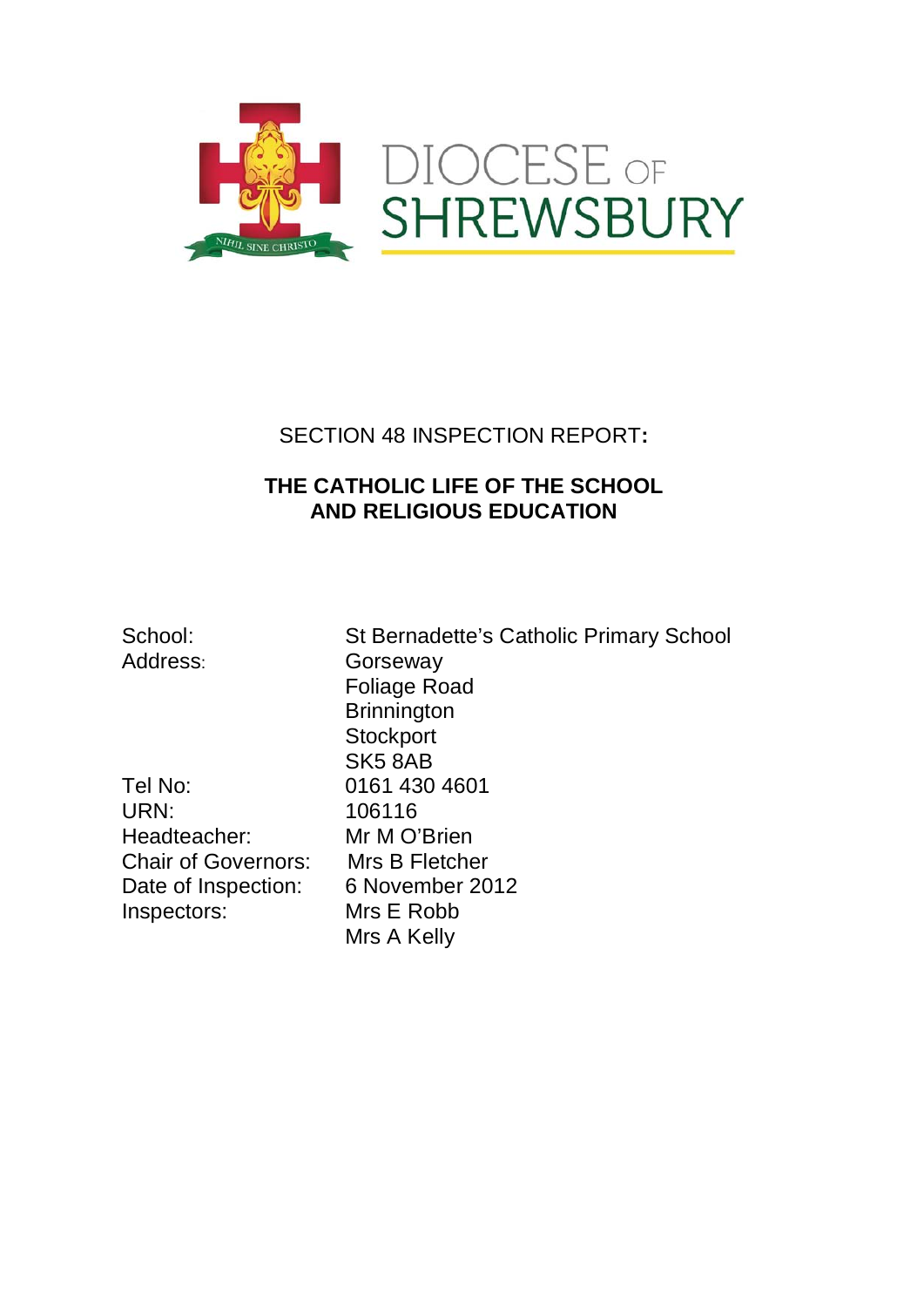DIOCESE OF SHREWSBURY

NIHIL SINE CHRISTO

SECTION 48 INSPECTION REPORT:

# THE CATHOLIC LIFE OF THE SCHOOL AND RELIGIOUS EDUCATION

| | |
|---|---|
| School: | St Bernadette's Catholic Primary School |
| Address: | Gorseway<br>Foliage Road<br>Brinnington<br>Stockport<br>SK5 8AB |
| Tel No: | 0161 430 4601 |
| URN: | 106116 |
| Headteacher: | Mr M O'Brien |
| Chair of Governors: | Mrs B Fletcher |
| Date of Inspection: | 6 November 2012 |
| Inspectors: | Mrs E Robb<br>Mrs A Kelly |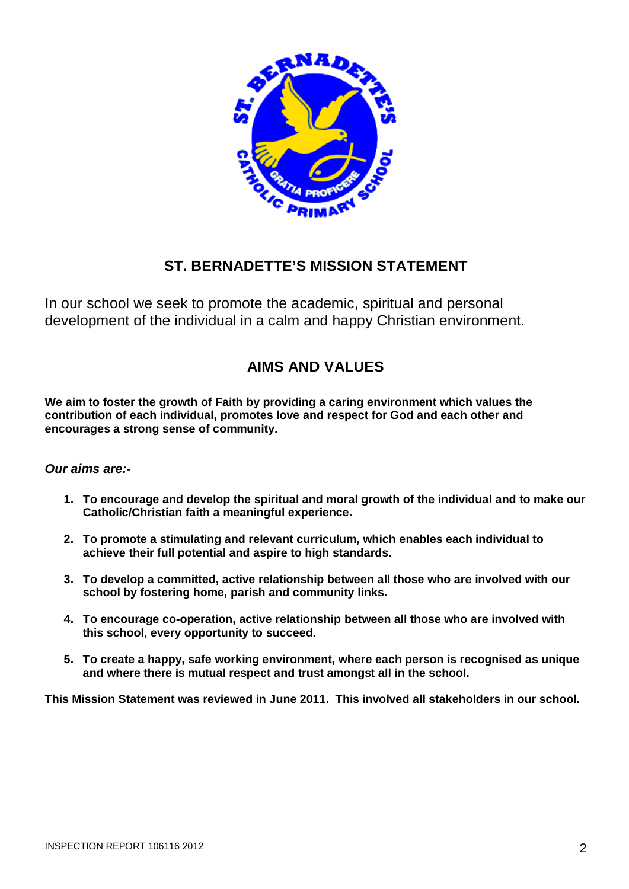## ST. BERNADETTE'S MISSION STATEMENT

In our school we seek to promote the academic, spiritual and personal development of the individual in a calm and happy Christian environment.

## AIMS AND VALUES

**We aim to foster the growth of Faith by providing a caring environment which values the contribution of each individual, promotes love and respect for God and each other and encourages a strong sense of community.**

***Our aims are:-***

1. **To encourage and develop the spiritual and moral growth of the individual and to make our Catholic/Christian faith a meaningful experience.**
2. **To promote a stimulating and relevant curriculum, which enables each individual to achieve their full potential and aspire to high standards.**
3. **To develop a committed, active relationship between all those who are involved with our school by fostering home, parish and community links.**
4. **To encourage co-operation, active relationship between all those who are involved with this school, every opportunity to succeed.**
5. **To create a happy, safe working environment, where each person is recognised as unique and where there is mutual respect and trust amongst all in the school.**

**This Mission Statement was reviewed in June 2011. This involved all stakeholders in our school.**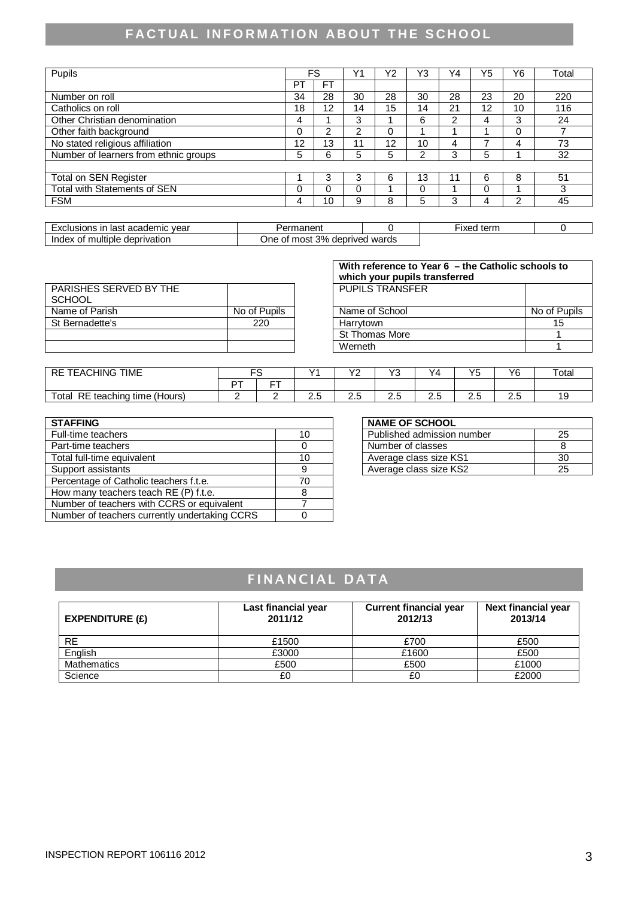# FACTUAL INFORMATION ABOUT THE SCHOOL

| Pupils | FS | | Y1 | Y2 | Y3 | Y4 | Y5 | Y6 | Total |
|---|---|---|---|---|---|---|---|---|---|
| | PT | FT | | | | | | | |
| Number on roll | 34 | 28 | 30 | 28 | 30 | 28 | 23 | 20 | 220 |
| Catholics on roll | 18 | 12 | 14 | 15 | 14 | 21 | 12 | 10 | 116 |
| Other Christian denomination | 4 | 1 | 3 | 1 | 6 | 2 | 4 | 3 | 24 |
| Other faith background | 0 | 2 | 2 | 0 | 1 | 1 | 1 | 0 | 7 |
| No stated religious affiliation | 12 | 13 | 11 | 12 | 10 | 4 | 7 | 4 | 73 |
| Number of learners from ethnic groups | 5 | 6 | 5 | 5 | 2 | 3 | 5 | 1 | 32 |
| | | | | | | | | | |
| Total on SEN Register | 1 | 3 | 3 | 6 | 13 | 11 | 6 | 8 | 51 |
| Total with Statements of SEN | 0 | 0 | 0 | 1 | 0 | 1 | 0 | 1 | 3 |
| FSM | 4 | 10 | 9 | 8 | 5 | 3 | 4 | 2 | 45 |

| Exclusions in last academic year | Permanent | 0 | Fixed term | 0 |
|---|---|---|---|---|
| Index of multiple deprivation | One of most 3% deprived wards | | | |

| PARISHES SERVED BY THE SCHOOL | |
|---|---|
| Name of Parish | No of Pupils |
| St Bernadette's | 220 |
| | |
| | |

| With reference to Year 6 – the Catholic schools to which your pupils transferred | |
|---|---|
| PUPILS TRANSFER | |
| Name of School | No of Pupils |
| Harrytown | 15 |
| St Thomas More | 1 |
| Werneth | 1 |

| RE TEACHING TIME | FS | | Y1 | Y2 | Y3 | Y4 | Y5 | Y6 | Total |
|---|---|---|---|---|---|---|---|---|---|
| | PT | FT | | | | | | | |
| Total RE teaching time (Hours) | 2 | 2 | 2.5 | 2.5 | 2.5 | 2.5 | 2.5 | 2.5 | 19 |

| STAFFING | |
|---|---|
| Full-time teachers | 10 |
| Part-time teachers | 0 |
| Total full-time equivalent | 10 |
| Support assistants | 9 |
| Percentage of Catholic teachers f.t.e. | 70 |
| How many teachers teach RE (P) f.t.e. | 8 |
| Number of teachers with CCRS or equivalent | 7 |
| Number of teachers currently undertaking CCRS | 0 |

| NAME OF SCHOOL | |
|---|---|
| Published admission number | 25 |
| Number of classes | 8 |
| Average class size KS1 | 30 |
| Average class size KS2 | 25 |

# FINANCIAL DATA

| EXPENDITURE (£) | Last financial year 2011/12 | Current financial year 2012/13 | Next financial year 2013/14 |
|---|---|---|---|
| RE | £1500 | £700 | £500 |
| English | £3000 | £1600 | £500 |
| Mathematics | £500 | £500 | £1000 |
| Science | £0 | £0 | £2000 |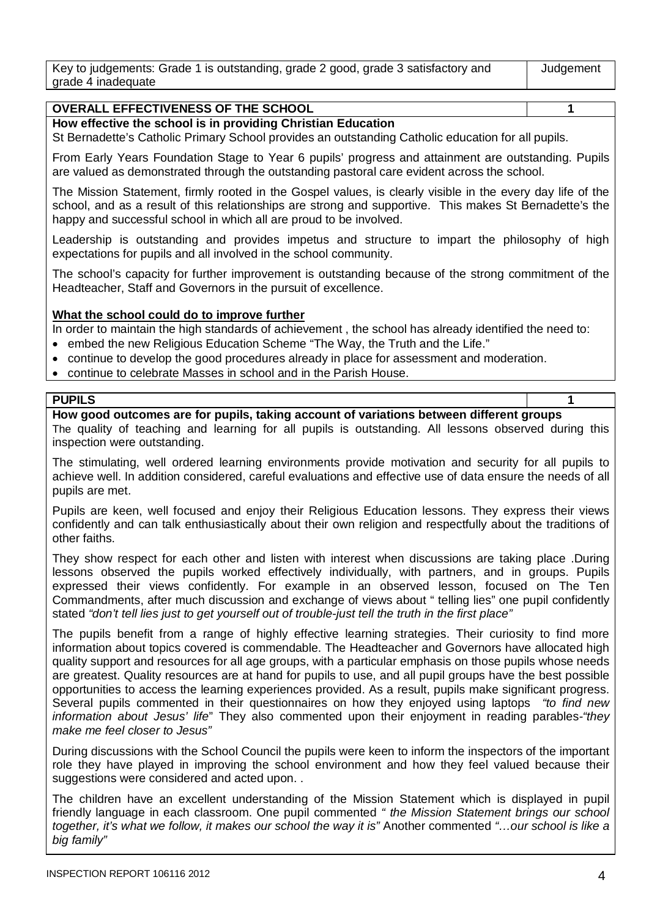| Key to judgements: Grade 1 is outstanding, grade 2 good, grade 3 satisfactory and grade 4 inadequate | Judgement |
|---|---|

| **OVERALL EFFECTIVENESS OF THE SCHOOL** | **1** |
|---|---|

**How effective the school is in providing Christian Education**

St Bernadette's Catholic Primary School provides an outstanding Catholic education for all pupils.

From Early Years Foundation Stage to Year 6 pupils' progress and attainment are outstanding. Pupils are valued as demonstrated through the outstanding pastoral care evident across the school.

The Mission Statement, firmly rooted in the Gospel values, is clearly visible in the every day life of the school, and as a result of this relationships are strong and supportive. This makes St Bernadette's the happy and successful school in which all are proud to be involved.

Leadership is outstanding and provides impetus and structure to impart the philosophy of high expectations for pupils and all involved in the school community.

The school's capacity for further improvement is outstanding because of the strong commitment of the Headteacher, Staff and Governors in the pursuit of excellence.

**What the school could do to improve further**

In order to maintain the high standards of achievement , the school has already identified the need to:

- embed the new Religious Education Scheme "The Way, the Truth and the Life."
- continue to develop the good procedures already in place for assessment and moderation.
- continue to celebrate Masses in school and in the Parish House.

| **PUPILS** | **1** |
|---|---|

**How good outcomes are for pupils, taking account of variations between different groups**

The quality of teaching and learning for all pupils is outstanding. All lessons observed during this inspection were outstanding.

The stimulating, well ordered learning environments provide motivation and security for all pupils to achieve well. In addition considered, careful evaluations and effective use of data ensure the needs of all pupils are met.

Pupils are keen, well focused and enjoy their Religious Education lessons. They express their views confidently and can talk enthusiastically about their own religion and respectfully about the traditions of other faiths.

They show respect for each other and listen with interest when discussions are taking place .During lessons observed the pupils worked effectively individually, with partners, and in groups. Pupils expressed their views confidently. For example in an observed lesson, focused on The Ten Commandments, after much discussion and exchange of views about " telling lies" one pupil confidently stated *"don't tell lies just to get yourself out of trouble-just tell the truth in the first place"*

The pupils benefit from a range of highly effective learning strategies. Their curiosity to find more information about topics covered is commendable. The Headteacher and Governors have allocated high quality support and resources for all age groups, with a particular emphasis on those pupils whose needs are greatest. Quality resources are at hand for pupils to use, and all pupil groups have the best possible opportunities to access the learning experiences provided. As a result, pupils make significant progress. Several pupils commented in their questionnaires on how they enjoyed using laptops *"to find new information about Jesus' life*" They also commented upon their enjoyment in reading parables-*"they make me feel closer to Jesus"*

During discussions with the School Council the pupils were keen to inform the inspectors of the important role they have played in improving the school environment and how they feel valued because their suggestions were considered and acted upon. .

The children have an excellent understanding of the Mission Statement which is displayed in pupil friendly language in each classroom. One pupil commented *" the Mission Statement brings our school together, it's what we follow, it makes our school the way it is"* Another commented *"…our school is like a big family"*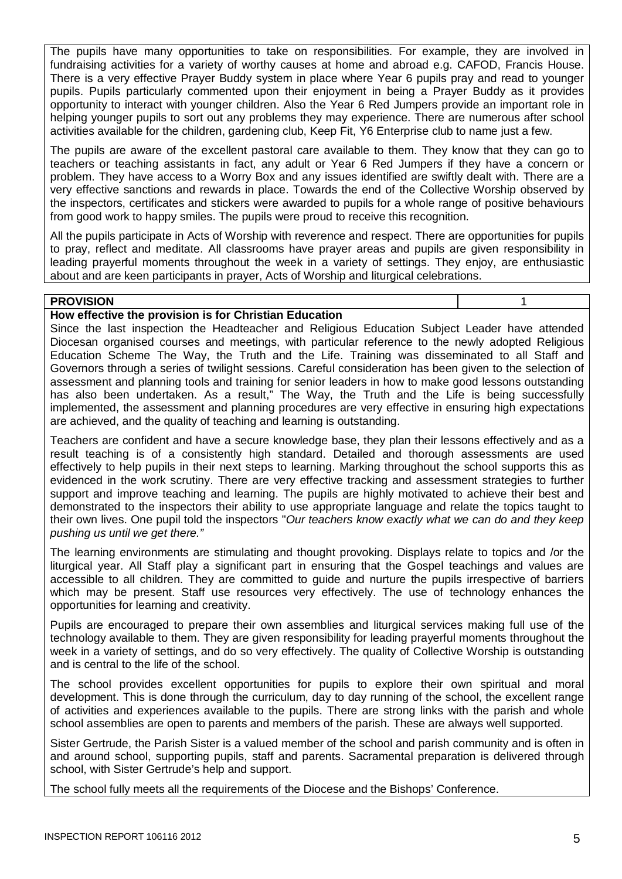The pupils have many opportunities to take on responsibilities. For example, they are involved in fundraising activities for a variety of worthy causes at home and abroad e.g. CAFOD, Francis House. There is a very effective Prayer Buddy system in place where Year 6 pupils pray and read to younger pupils. Pupils particularly commented upon their enjoyment in being a Prayer Buddy as it provides opportunity to interact with younger children. Also the Year 6 Red Jumpers provide an important role in helping younger pupils to sort out any problems they may experience. There are numerous after school activities available for the children, gardening club, Keep Fit, Y6 Enterprise club to name just a few.

The pupils are aware of the excellent pastoral care available to them. They know that they can go to teachers or teaching assistants in fact, any adult or Year 6 Red Jumpers if they have a concern or problem. They have access to a Worry Box and any issues identified are swiftly dealt with. There are a very effective sanctions and rewards in place. Towards the end of the Collective Worship observed by the inspectors, certificates and stickers were awarded to pupils for a whole range of positive behaviours from good work to happy smiles. The pupils were proud to receive this recognition.

All the pupils participate in Acts of Worship with reverence and respect. There are opportunities for pupils to pray, reflect and meditate. All classrooms have prayer areas and pupils are given responsibility in leading prayerful moments throughout the week in a variety of settings. They enjoy, are enthusiastic about and are keen participants in prayer, Acts of Worship and liturgical celebrations.

| **PROVISION** | 1 |
|---|---|

**How effective the provision is for Christian Education**

Since the last inspection the Headteacher and Religious Education Subject Leader have attended Diocesan organised courses and meetings, with particular reference to the newly adopted Religious Education Scheme The Way, the Truth and the Life. Training was disseminated to all Staff and Governors through a series of twilight sessions. Careful consideration has been given to the selection of assessment and planning tools and training for senior leaders in how to make good lessons outstanding has also been undertaken. As a result," The Way, the Truth and the Life is being successfully implemented, the assessment and planning procedures are very effective in ensuring high expectations are achieved, and the quality of teaching and learning is outstanding.

Teachers are confident and have a secure knowledge base, they plan their lessons effectively and as a result teaching is of a consistently high standard. Detailed and thorough assessments are used effectively to help pupils in their next steps to learning. Marking throughout the school supports this as evidenced in the work scrutiny. There are very effective tracking and assessment strategies to further support and improve teaching and learning. The pupils are highly motivated to achieve their best and demonstrated to the inspectors their ability to use appropriate language and relate the topics taught to their own lives. One pupil told the inspectors "*Our teachers know exactly what we can do and they keep pushing us until we get there."*

The learning environments are stimulating and thought provoking. Displays relate to topics and /or the liturgical year. All Staff play a significant part in ensuring that the Gospel teachings and values are accessible to all children. They are committed to guide and nurture the pupils irrespective of barriers which may be present. Staff use resources very effectively. The use of technology enhances the opportunities for learning and creativity.

Pupils are encouraged to prepare their own assemblies and liturgical services making full use of the technology available to them. They are given responsibility for leading prayerful moments throughout the week in a variety of settings, and do so very effectively. The quality of Collective Worship is outstanding and is central to the life of the school.

The school provides excellent opportunities for pupils to explore their own spiritual and moral development. This is done through the curriculum, day to day running of the school, the excellent range of activities and experiences available to the pupils. There are strong links with the parish and whole school assemblies are open to parents and members of the parish. These are always well supported.

Sister Gertrude, the Parish Sister is a valued member of the school and parish community and is often in and around school, supporting pupils, staff and parents. Sacramental preparation is delivered through school, with Sister Gertrude's help and support.

The school fully meets all the requirements of the Diocese and the Bishops' Conference.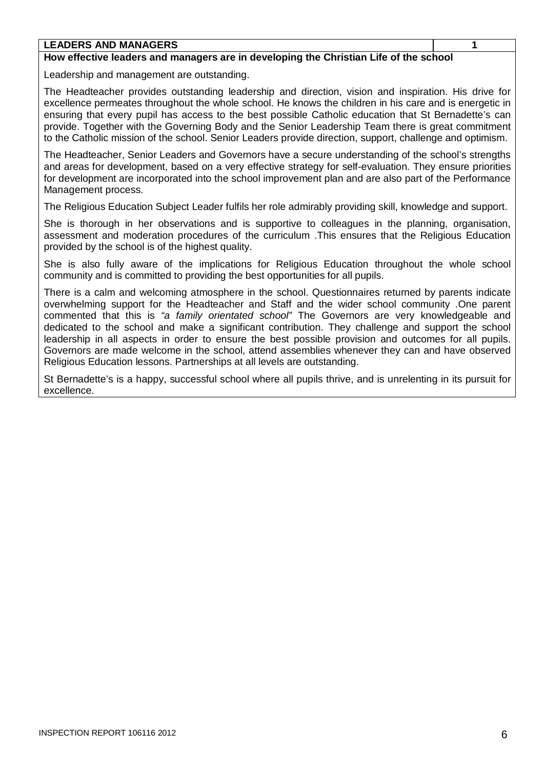| LEADERS AND MANAGERS | 1 |
| --- | --- |

**How effective leaders and managers are in developing the Christian Life of the school**

Leadership and management are outstanding.

The Headteacher provides outstanding leadership and direction, vision and inspiration. His drive for excellence permeates throughout the whole school. He knows the children in his care and is energetic in ensuring that every pupil has access to the best possible Catholic education that St Bernadette's can provide. Together with the Governing Body and the Senior Leadership Team there is great commitment to the Catholic mission of the school. Senior Leaders provide direction, support, challenge and optimism.

The Headteacher, Senior Leaders and Governors have a secure understanding of the school's strengths and areas for development, based on a very effective strategy for self-evaluation. They ensure priorities for development are incorporated into the school improvement plan and are also part of the Performance Management process.

The Religious Education Subject Leader fulfils her role admirably providing skill, knowledge and support.

She is thorough in her observations and is supportive to colleagues in the planning, organisation, assessment and moderation procedures of the curriculum .This ensures that the Religious Education provided by the school is of the highest quality.

She is also fully aware of the implications for Religious Education throughout the whole school community and is committed to providing the best opportunities for all pupils.

There is a calm and welcoming atmosphere in the school. Questionnaires returned by parents indicate overwhelming support for the Headteacher and Staff and the wider school community .One parent commented that this is *"a family orientated school"* The Governors are very knowledgeable and dedicated to the school and make a significant contribution. They challenge and support the school leadership in all aspects in order to ensure the best possible provision and outcomes for all pupils. Governors are made welcome in the school, attend assemblies whenever they can and have observed Religious Education lessons. Partnerships at all levels are outstanding.

St Bernadette's is a happy, successful school where all pupils thrive, and is unrelenting in its pursuit for excellence.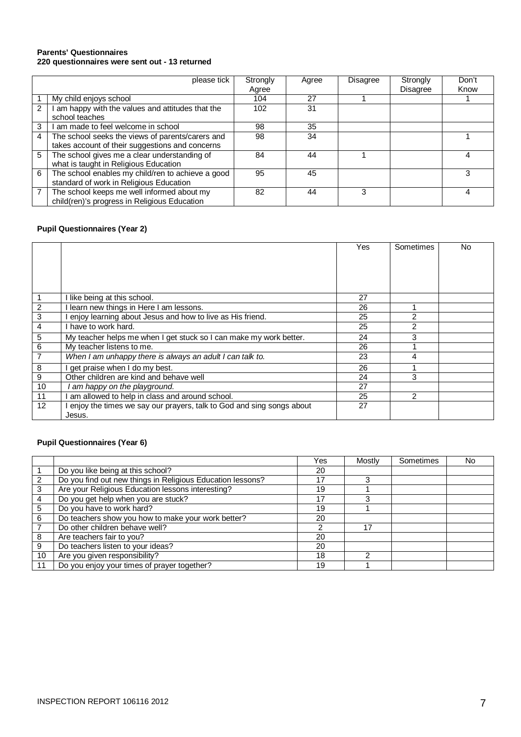**Parents' Questionnaires**
**220 questionnaires were sent out - 13 returned**

| | please tick | Strongly Agree | Agree | Disagree | Strongly Disagree | Don't Know |
|---|---|---|---|---|---|---|
| 1 | My child enjoys school | 104 | 27 | 1 | | 1 |
| 2 | I am happy with the values and attitudes that the school teaches | 102 | 31 | | | |
| 3 | I am made to feel welcome in school | 98 | 35 | | | |
| 4 | The school seeks the views of parents/carers and takes account of their suggestions and concerns | 98 | 34 | | | 1 |
| 5 | The school gives me a clear understanding of what is taught in Religious Education | 84 | 44 | 1 | | 4 |
| 6 | The school enables my child/ren to achieve a good standard of work in Religious Education | 95 | 45 | | | 3 |
| 7 | The school keeps me well informed about my child(ren)'s progress in Religious Education | 82 | 44 | 3 | | 4 |

**Pupil Questionnaires (Year 2)**

| | | Yes | Sometimes | No |
|---|---|---|---|---|
| 1 | I like being at this school. | 27 | | |
| 2 | I learn new things in Here I am lessons. | 26 | 1 | |
| 3 | I enjoy learning about Jesus and how to live as His friend. | 25 | 2 | |
| 4 | I have to work hard. | 25 | 2 | |
| 5 | My teacher helps me when I get stuck so I can make my work better. | 24 | 3 | |
| 6 | My teacher listens to me. | 26 | 1 | |
| 7 | *When I am unhappy there is always an adult I can talk to.* | 23 | 4 | |
| 8 | I get praise when I do my best. | 26 | 1 | |
| 9 | Other children are kind and behave well | 24 | 3 | |
| 10 | *I am happy on the playground.* | 27 | | |
| 11 | I am allowed to help in class and around school. | 25 | 2 | |
| 12 | I enjoy the times we say our prayers, talk to God and sing songs about Jesus. | 27 | | |

**Pupil Questionnaires (Year 6)**

| | | Yes | Mostly | Sometimes | No |
|---|---|---|---|---|---|
| 1 | Do you like being at this school? | 20 | | | |
| 2 | Do you find out new things in Religious Education lessons? | 17 | 3 | | |
| 3 | Are your Religious Education lessons interesting? | 19 | 1 | | |
| 4 | Do you get help when you are stuck? | 17 | 3 | | |
| 5 | Do you have to work hard? | 19 | 1 | | |
| 6 | Do teachers show you how to make your work better? | 20 | | | |
| 7 | Do other children behave well? | 2 | 17 | | |
| 8 | Are teachers fair to you? | 20 | | | |
| 9 | Do teachers listen to your ideas? | 20 | | | |
| 10 | Are you given responsibility? | 18 | 2 | | |
| 11 | Do you enjoy your times of prayer together? | 19 | 1 | | |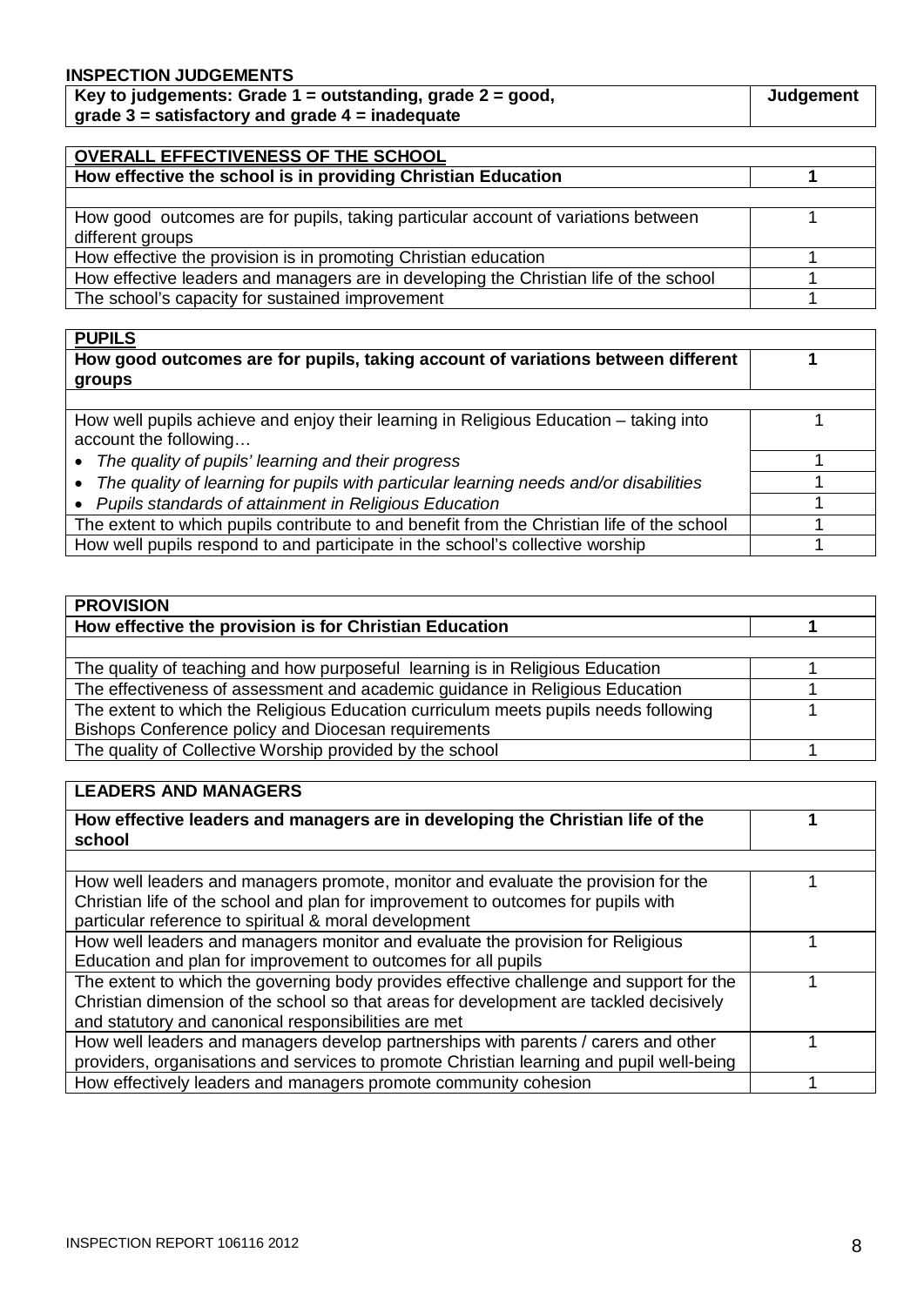**INSPECTION JUDGEMENTS**

| Key to judgements: Grade 1 = outstanding, grade 2 = good, grade 3 = satisfactory and grade 4 = inadequate | Judgement |
| --- | --- |

| **OVERALL EFFECTIVENESS OF THE SCHOOL** | |
| --- | --- |
| **How effective the school is in providing Christian Education** | **1** |
| | |
| How good outcomes are for pupils, taking particular account of variations between different groups | 1 |
| How effective the provision is in promoting Christian education | 1 |
| How effective leaders and managers are in developing the Christian life of the school | 1 |
| The school's capacity for sustained improvement | 1 |

| **PUPILS** | |
| --- | --- |
| **How good outcomes are for pupils, taking account of variations between different groups** | **1** |
| | |
| How well pupils achieve and enjoy their learning in Religious Education – taking into account the following… | 1 |
| • *The quality of pupils' learning and their progress* | 1 |
| • *The quality of learning for pupils with particular learning needs and/or disabilities* | 1 |
| • *Pupils standards of attainment in Religious Education* | 1 |
| The extent to which pupils contribute to and benefit from the Christian life of the school | 1 |
| How well pupils respond to and participate in the school's collective worship | 1 |

| **PROVISION** | |
| --- | --- |
| **How effective the provision is for Christian Education** | **1** |
| | |
| The quality of teaching and how purposeful learning is in Religious Education | 1 |
| The effectiveness of assessment and academic guidance in Religious Education | 1 |
| The extent to which the Religious Education curriculum meets pupils needs following Bishops Conference policy and Diocesan requirements | 1 |
| The quality of Collective Worship provided by the school | 1 |

| **LEADERS AND MANAGERS** | |
| --- | --- |
| **How effective leaders and managers are in developing the Christian life of the school** | **1** |
| | |
| How well leaders and managers promote, monitor and evaluate the provision for the Christian life of the school and plan for improvement to outcomes for pupils with particular reference to spiritual & moral development | 1 |
| How well leaders and managers monitor and evaluate the provision for Religious Education and plan for improvement to outcomes for all pupils | 1 |
| The extent to which the governing body provides effective challenge and support for the Christian dimension of the school so that areas for development are tackled decisively and statutory and canonical responsibilities are met | 1 |
| How well leaders and managers develop partnerships with parents / carers and other providers, organisations and services to promote Christian learning and pupil well-being | 1 |
| How effectively leaders and managers promote community cohesion | 1 |